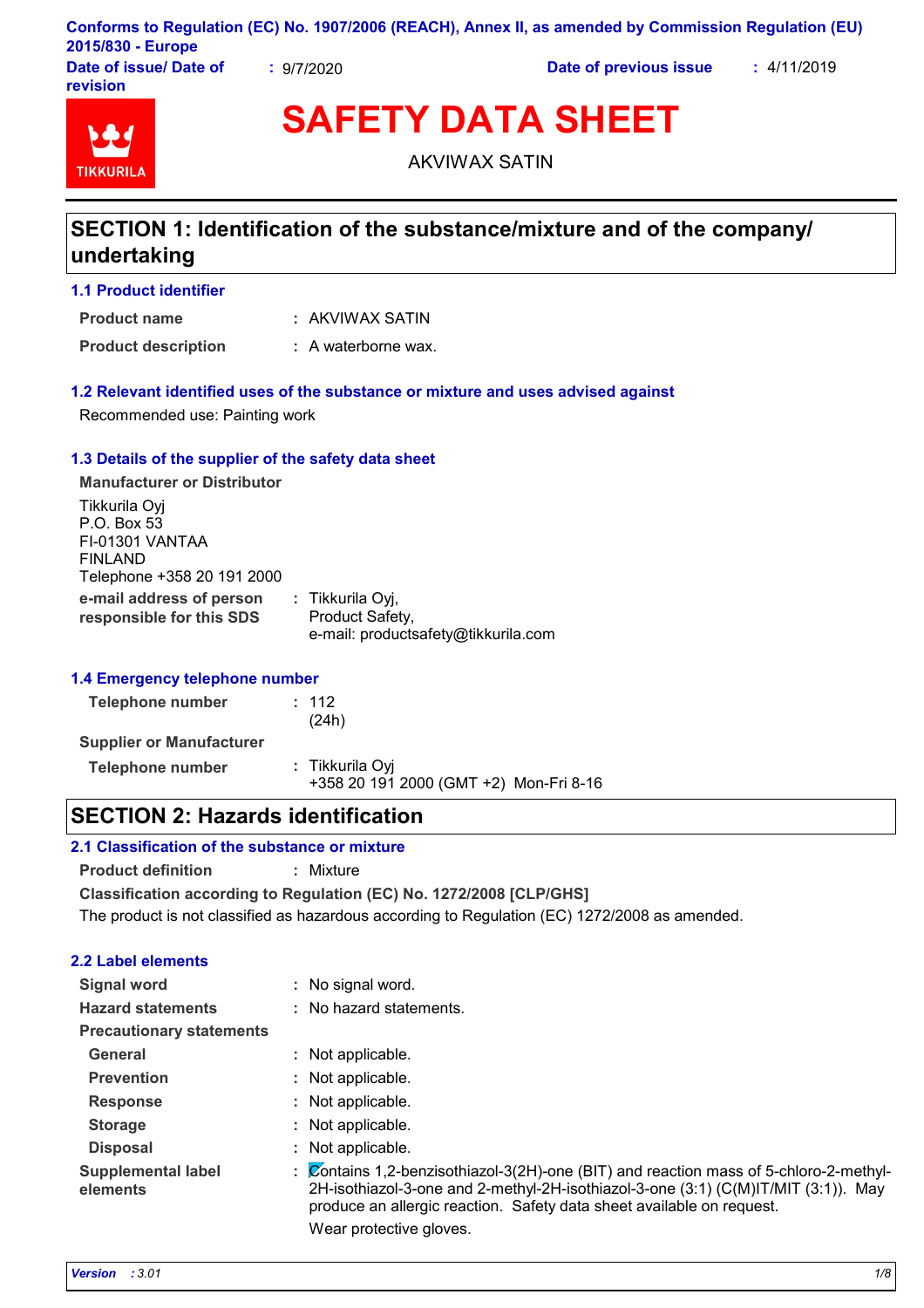Conforms to Regulation (EC) No. 1907/2006 (REACH), Annex II, as amended by Commission Regulation (EU) 2015/830 - Europe

**Date of issue/ Date of revision** : 9/7/2020 **Date of previous issue** : 4/11/2019

TIKKURILA

# SAFETY DATA SHEET

AKVIWAX SATIN

## SECTION 1: Identification of the substance/mixture and of the company/ undertaking

### 1.1 Product identifier

**Product name** : AKVIWAX SATIN

**Product description** : A waterborne wax.

### 1.2 Relevant identified uses of the substance or mixture and uses advised against

Recommended use: Painting work

### 1.3 Details of the supplier of the safety data sheet

**Manufacturer or Distributor**

Tikkurila Oyj
P.O. Box 53
FI-01301 VANTAA
FINLAND
Telephone +358 20 191 2000

**e-mail address of person responsible for this SDS** : Tikkurila Oyj, Product Safety, e-mail: productsafety@tikkurila.com

### 1.4 Emergency telephone number

**Telephone number** : 112 (24h)

**Supplier or Manufacturer**

**Telephone number** : Tikkurila Oyj
+358 20 191 2000 (GMT +2) Mon-Fri 8-16

## SECTION 2: Hazards identification

### 2.1 Classification of the substance or mixture

**Product definition** : Mixture

**Classification according to Regulation (EC) No. 1272/2008 [CLP/GHS]**

The product is not classified as hazardous according to Regulation (EC) 1272/2008 as amended.

### 2.2 Label elements

**Signal word** : No signal word.

**Hazard statements** : No hazard statements.

**Precautionary statements**

**General** : Not applicable.

**Prevention** : Not applicable.

**Response** : Not applicable.

**Storage** : Not applicable.

**Disposal** : Not applicable.

**Supplemental label elements** : Contains 1,2-benzisothiazol-3(2H)-one (BIT) and reaction mass of 5-chloro-2-methyl-2H-isothiazol-3-one and 2-methyl-2H-isothiazol-3-one (3:1) (C(M)IT/MIT (3:1)). May produce an allergic reaction. Safety data sheet available on request.
Wear protective gloves.

*Version* : 3.01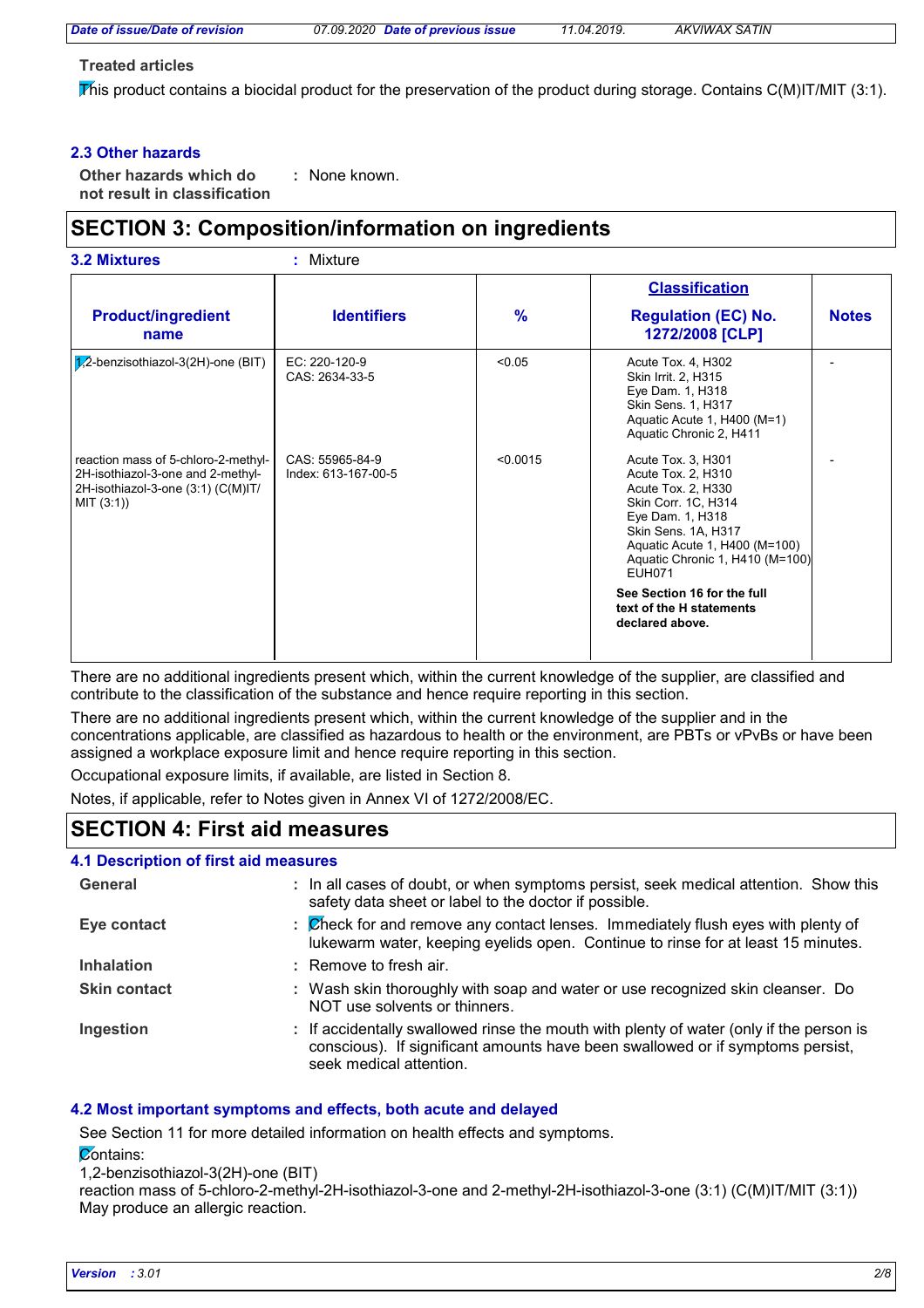**Treated articles**

This product contains a biocidal product for the preservation of the product during storage. Contains C(M)IT/MIT (3:1).

### 2.3 Other hazards

**Other hazards which do not result in classification** : None known.

## SECTION 3: Composition/information on ingredients

**3.2 Mixtures** : Mixture

| Product/ingredient name | Identifiers | % | Classification Regulation (EC) No. 1272/2008 [CLP] | Notes |
|---|---|---|---|---|
| 1,2-benzisothiazol-3(2H)-one (BIT) | EC: 220-120-9<br>CAS: 2634-33-5 | <0.05 | Acute Tox. 4, H302<br>Skin Irrit. 2, H315<br>Eye Dam. 1, H318<br>Skin Sens. 1, H317<br>Aquatic Acute 1, H400 (M=1)<br>Aquatic Chronic 2, H411 | - |
| reaction mass of 5-chloro-2-methyl-2H-isothiazol-3-one and 2-methyl-2H-isothiazol-3-one (3:1) (C(M)IT/MIT (3:1)) | CAS: 55965-84-9<br>Index: 613-167-00-5 | <0.0015 | Acute Tox. 3, H301<br>Acute Tox. 2, H310<br>Acute Tox. 2, H330<br>Skin Corr. 1C, H314<br>Eye Dam. 1, H318<br>Skin Sens. 1A, H317<br>Aquatic Acute 1, H400 (M=100)<br>Aquatic Chronic 1, H410 (M=100)<br>EUH071<br>**See Section 16 for the full text of the H statements declared above.** | - |

There are no additional ingredients present which, within the current knowledge of the supplier, are classified and contribute to the classification of the substance and hence require reporting in this section.

There are no additional ingredients present which, within the current knowledge of the supplier and in the concentrations applicable, are classified as hazardous to health or the environment, are PBTs or vPvBs or have been assigned a workplace exposure limit and hence require reporting in this section.

Occupational exposure limits, if available, are listed in Section 8.

Notes, if applicable, refer to Notes given in Annex VI of 1272/2008/EC.

## SECTION 4: First aid measures

### 4.1 Description of first aid measures

**General** : In all cases of doubt, or when symptoms persist, seek medical attention. Show this safety data sheet or label to the doctor if possible.

**Eye contact** : Check for and remove any contact lenses. Immediately flush eyes with plenty of lukewarm water, keeping eyelids open. Continue to rinse for at least 15 minutes.

**Inhalation** : Remove to fresh air.

**Skin contact** : Wash skin thoroughly with soap and water or use recognized skin cleanser. Do NOT use solvents or thinners.

**Ingestion** : If accidentally swallowed rinse the mouth with plenty of water (only if the person is conscious). If significant amounts have been swallowed or if symptoms persist, seek medical attention.

### 4.2 Most important symptoms and effects, both acute and delayed

See Section 11 for more detailed information on health effects and symptoms.

Contains:
1,2-benzisothiazol-3(2H)-one (BIT)
reaction mass of 5-chloro-2-methyl-2H-isothiazol-3-one and 2-methyl-2H-isothiazol-3-one (3:1) (C(M)IT/MIT (3:1))
May produce an allergic reaction.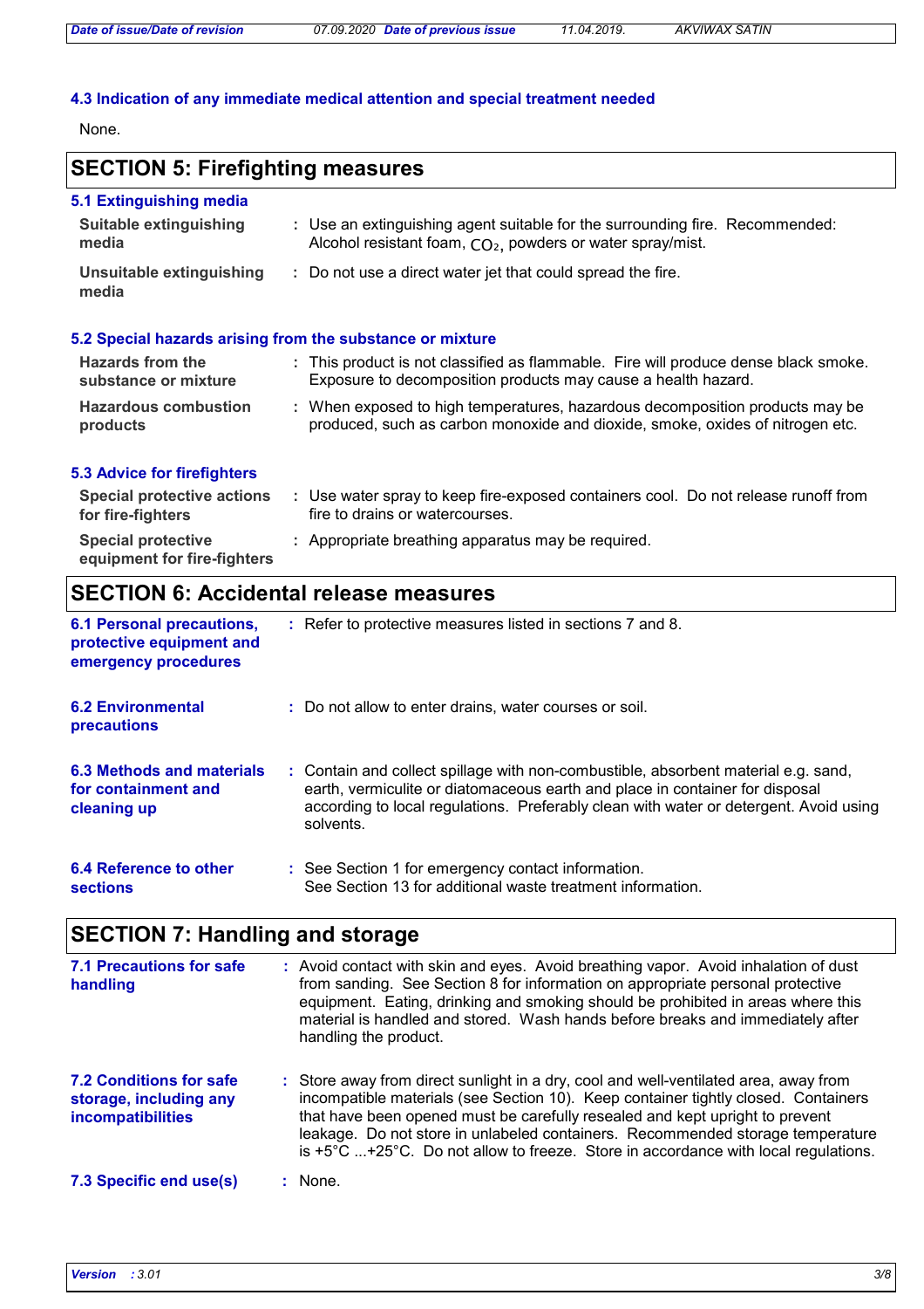### 4.3 Indication of any immediate medical attention and special treatment needed

None.

## SECTION 5: Firefighting measures

### 5.1 Extinguishing media

**Suitable extinguishing media** : Use an extinguishing agent suitable for the surrounding fire. Recommended: Alcohol resistant foam, $CO_2$, powders or water spray/mist.

**Unsuitable extinguishing media** : Do not use a direct water jet that could spread the fire.

### 5.2 Special hazards arising from the substance or mixture

**Hazards from the substance or mixture** : This product is not classified as flammable. Fire will produce dense black smoke. Exposure to decomposition products may cause a health hazard.

**Hazardous combustion products** : When exposed to high temperatures, hazardous decomposition products may be produced, such as carbon monoxide and dioxide, smoke, oxides of nitrogen etc.

### 5.3 Advice for firefighters

**Special protective actions for fire-fighters** : Use water spray to keep fire-exposed containers cool. Do not release runoff from fire to drains or watercourses.

**Special protective equipment for fire-fighters** : Appropriate breathing apparatus may be required.

## SECTION 6: Accidental release measures

**6.1 Personal precautions, protective equipment and emergency procedures** : Refer to protective measures listed in sections 7 and 8.

**6.2 Environmental precautions** : Do not allow to enter drains, water courses or soil.

**6.3 Methods and materials for containment and cleaning up** : Contain and collect spillage with non-combustible, absorbent material e.g. sand, earth, vermiculite or diatomaceous earth and place in container for disposal according to local regulations. Preferably clean with water or detergent. Avoid using solvents.

**6.4 Reference to other sections** : See Section 1 for emergency contact information.
See Section 13 for additional waste treatment information.

## SECTION 7: Handling and storage

**7.1 Precautions for safe handling** : Avoid contact with skin and eyes. Avoid breathing vapor. Avoid inhalation of dust from sanding. See Section 8 for information on appropriate personal protective equipment. Eating, drinking and smoking should be prohibited in areas where this material is handled and stored. Wash hands before breaks and immediately after handling the product.

**7.2 Conditions for safe storage, including any incompatibilities** : Store away from direct sunlight in a dry, cool and well-ventilated area, away from incompatible materials (see Section 10). Keep container tightly closed. Containers that have been opened must be carefully resealed and kept upright to prevent leakage. Do not store in unlabeled containers. Recommended storage temperature is +5°C ...+25°C. Do not allow to freeze. Store in accordance with local regulations.

**7.3 Specific end use(s)** : None.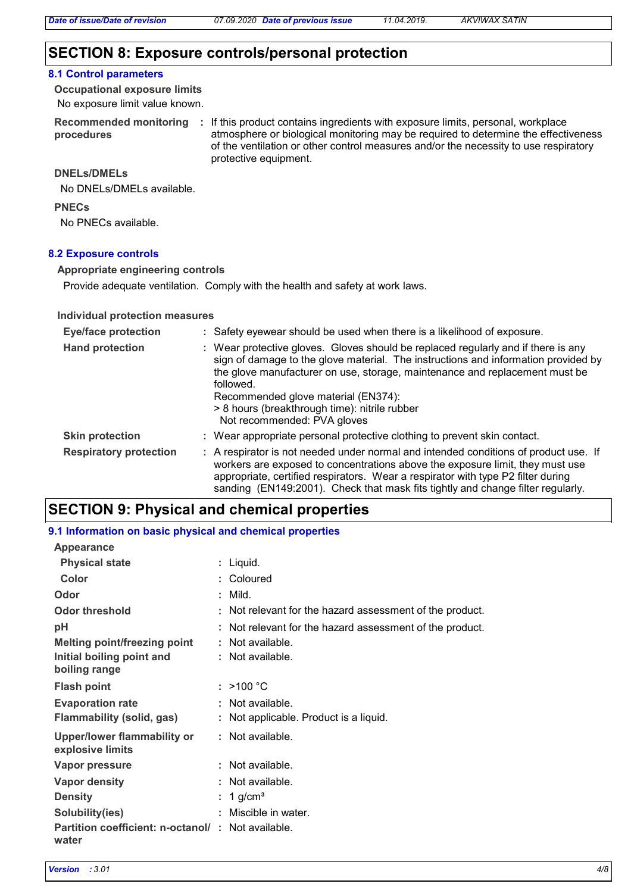## SECTION 8: Exposure controls/personal protection

### 8.1 Control parameters

**Occupational exposure limits**

No exposure limit value known.

| | |
|---|---|
| **Recommended monitoring procedures** | : If this product contains ingredients with exposure limits, personal, workplace atmosphere or biological monitoring may be required to determine the effectiveness of the ventilation or other control measures and/or the necessity to use respiratory protective equipment. |

**DNELs/DMELs**

No DNELs/DMELs available.

**PNECs**

No PNECs available.

### 8.2 Exposure controls

**Appropriate engineering controls**

Provide adequate ventilation. Comply with the health and safety at work laws.

**Individual protection measures**

| | |
|---|---|
| **Eye/face protection** | : Safety eyewear should be used when there is a likelihood of exposure. |
| **Hand protection** | : Wear protective gloves. Gloves should be replaced regularly and if there is any sign of damage to the glove material. The instructions and information provided by the glove manufacturer on use, storage, maintenance and replacement must be followed.<br>Recommended glove material (EN374):<br>> 8 hours (breakthrough time): nitrile rubber<br>Not recommended: PVA gloves |
| **Skin protection** | : Wear appropriate personal protective clothing to prevent skin contact. |
| **Respiratory protection** | : A respirator is not needed under normal and intended conditions of product use. If workers are exposed to concentrations above the exposure limit, they must use appropriate, certified respirators. Wear a respirator with type P2 filter during sanding (EN149:2001). Check that mask fits tightly and change filter regularly. |

## SECTION 9: Physical and chemical properties

### 9.1 Information on basic physical and chemical properties

| | |
|---|---|
| **Appearance** | |
| **Physical state** | : Liquid. |
| **Color** | : Coloured |
| **Odor** | : Mild. |
| **Odor threshold** | : Not relevant for the hazard assessment of the product. |
| **pH** | : Not relevant for the hazard assessment of the product. |
| **Melting point/freezing point** | : Not available. |
| **Initial boiling point and boiling range** | : Not available. |
| **Flash point** | : >100 °C |
| **Evaporation rate** | : Not available. |
| **Flammability (solid, gas)** | : Not applicable. Product is a liquid. |
| **Upper/lower flammability or explosive limits** | : Not available. |
| **Vapor pressure** | : Not available. |
| **Vapor density** | : Not available. |
| **Density** | : 1 g/cm³ |
| **Solubility(ies)** | : Miscible in water. |
| **Partition coefficient: n-octanol/water** | : Not available. |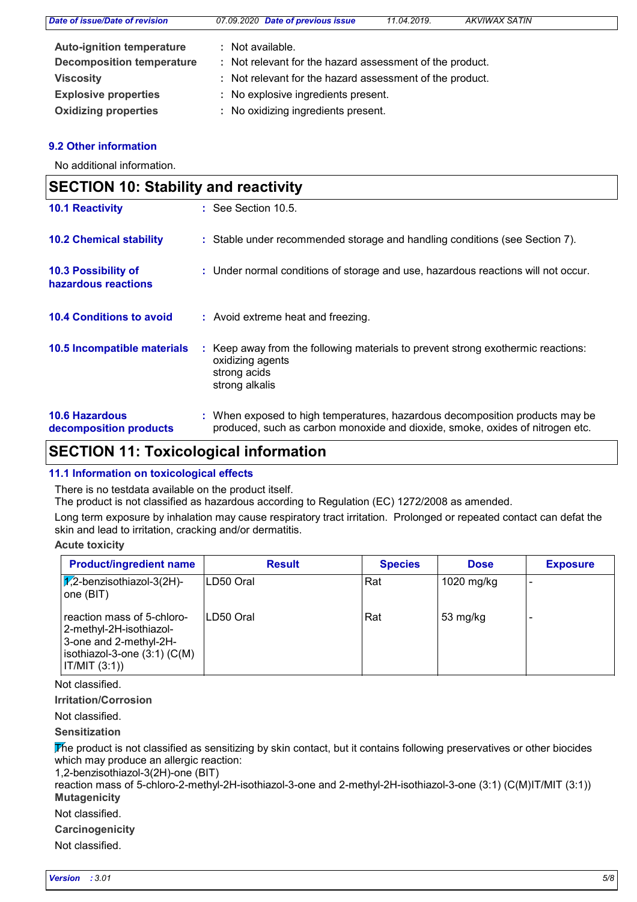| | | |
|---|---|---|
| **Auto-ignition temperature** | : | Not available. |
| **Decomposition temperature** | : | Not relevant for the hazard assessment of the product. |
| **Viscosity** | : | Not relevant for the hazard assessment of the product. |
| **Explosive properties** | : | No explosive ingredients present. |
| **Oxidizing properties** | : | No oxidizing ingredients present. |

### 9.2 Other information

No additional information.

## SECTION 10: Stability and reactivity

**10.1 Reactivity** : See Section 10.5.

**10.2 Chemical stability** : Stable under recommended storage and handling conditions (see Section 7).

**10.3 Possibility of hazardous reactions** : Under normal conditions of storage and use, hazardous reactions will not occur.

**10.4 Conditions to avoid** : Avoid extreme heat and freezing.

**10.5 Incompatible materials** : Keep away from the following materials to prevent strong exothermic reactions:
oxidizing agents
strong acids
strong alkalis

**10.6 Hazardous decomposition products** : When exposed to high temperatures, hazardous decomposition products may be produced, such as carbon monoxide and dioxide, smoke, oxides of nitrogen etc.

## SECTION 11: Toxicological information

### 11.1 Information on toxicological effects

There is no testdata available on the product itself.
The product is not classified as hazardous according to Regulation (EC) 1272/2008 as amended.

Long term exposure by inhalation may cause respiratory tract irritation. Prolonged or repeated contact can defat the skin and lead to irritation, cracking and/or dermatitis.

**Acute toxicity**

| Product/ingredient name | Result | Species | Dose | Exposure |
|---|---|---|---|---|
| 1,2-benzisothiazol-3(2H)-one (BIT) | LD50 Oral | Rat | 1020 mg/kg | - |
| reaction mass of 5-chloro-2-methyl-2H-isothiazol-3-one and 2-methyl-2H-isothiazol-3-one (3:1) (C(M)IT/MIT (3:1)) | LD50 Oral | Rat | 53 mg/kg | - |

Not classified.

**Irritation/Corrosion**

Not classified.

**Sensitization**

The product is not classified as sensitizing by skin contact, but it contains following preservatives or other biocides which may produce an allergic reaction:
1,2-benzisothiazol-3(2H)-one (BIT)
reaction mass of 5-chloro-2-methyl-2H-isothiazol-3-one and 2-methyl-2H-isothiazol-3-one (3:1) (C(M)IT/MIT (3:1))

**Mutagenicity**

Not classified.

**Carcinogenicity**

Not classified.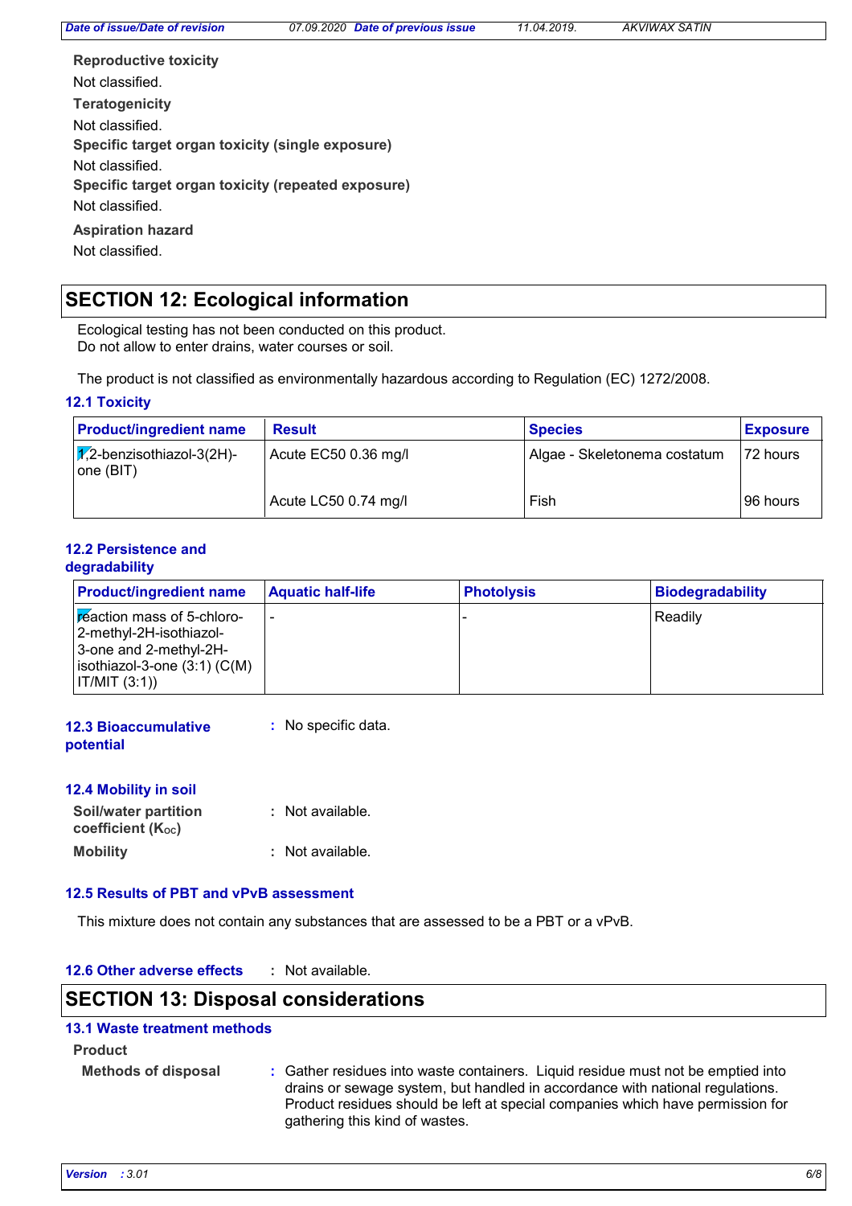**Reproductive toxicity**

Not classified.

**Teratogenicity**

Not classified.

**Specific target organ toxicity (single exposure)**

Not classified.

**Specific target organ toxicity (repeated exposure)**

Not classified.

**Aspiration hazard**

Not classified.

## SECTION 12: Ecological information

Ecological testing has not been conducted on this product.
Do not allow to enter drains, water courses or soil.

The product is not classified as environmentally hazardous according to Regulation (EC) 1272/2008.

### 12.1 Toxicity

| Product/ingredient name | Result | Species | Exposure |
|---|---|---|---|
| 1,2-benzisothiazol-3(2H)-one (BIT) | Acute EC50 0.36 mg/l | Algae - Skeletonema costatum | 72 hours |
| | Acute LC50 0.74 mg/l | Fish | 96 hours |

### 12.2 Persistence and degradability

| Product/ingredient name | Aquatic half-life | Photolysis | Biodegradability |
|---|---|---|---|
| reaction mass of 5-chloro-2-methyl-2H-isothiazol-3-one and 2-methyl-2H-isothiazol-3-one (3:1) (C(M)IT/MIT (3:1)) | - | - | Readily |

### 12.3 Bioaccumulative potential

: No specific data.

### 12.4 Mobility in soil

**Soil/water partition coefficient ($K_{OC}$)** : Not available.

**Mobility** : Not available.

### 12.5 Results of PBT and vPvB assessment

This mixture does not contain any substances that are assessed to be a PBT or a vPvB.

### 12.6 Other adverse effects

: Not available.

## SECTION 13: Disposal considerations

### 13.1 Waste treatment methods

**Product**

**Methods of disposal** : Gather residues into waste containers. Liquid residue must not be emptied into drains or sewage system, but handled in accordance with national regulations. Product residues should be left at special companies which have permission for gathering this kind of wastes.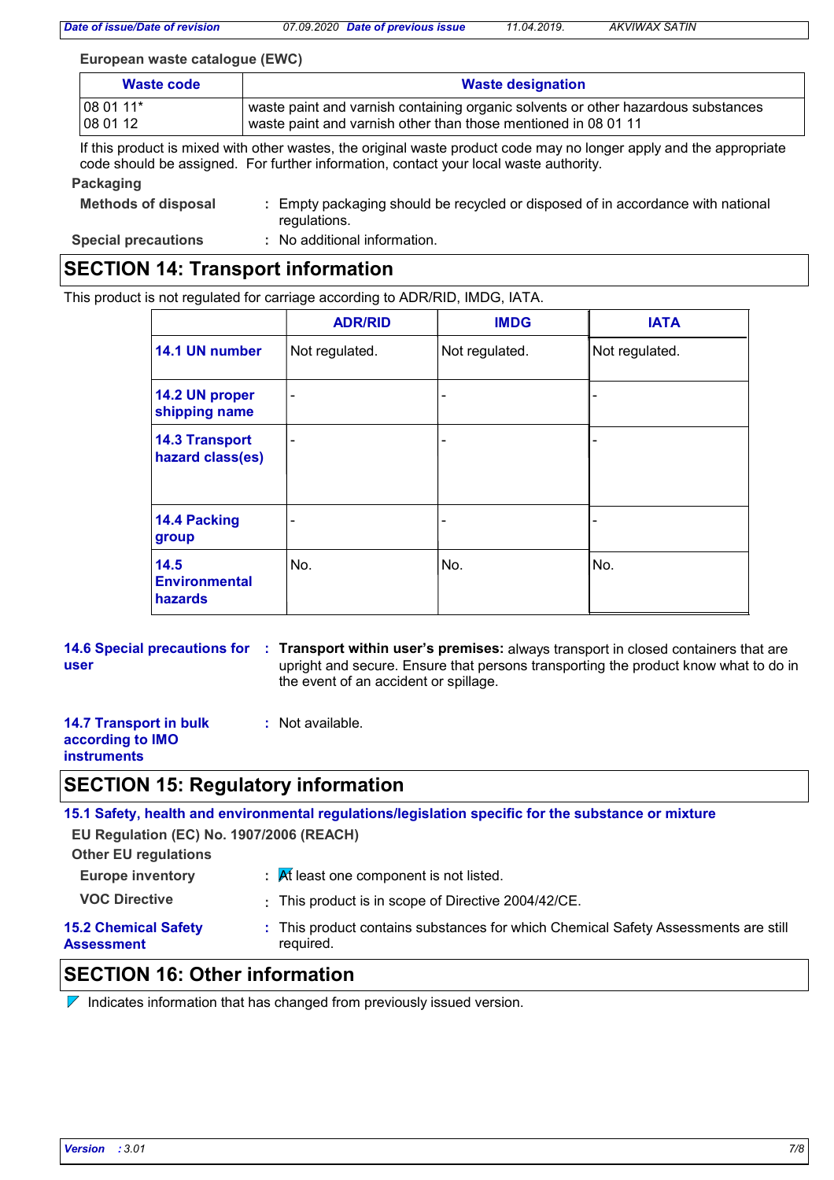**European waste catalogue (EWC)**

| Waste code | Waste designation |
|---|---|
| 08 01 11* | waste paint and varnish containing organic solvents or other hazardous substances |
| 08 01 12 | waste paint and varnish other than those mentioned in 08 01 11 |

If this product is mixed with other wastes, the original waste product code may no longer apply and the appropriate code should be assigned. For further information, contact your local waste authority.

**Packaging**

**Methods of disposal** : Empty packaging should be recycled or disposed of in accordance with national regulations.

**Special precautions** : No additional information.

## SECTION 14: Transport information

This product is not regulated for carriage according to ADR/RID, IMDG, IATA.

| | ADR/RID | IMDG | IATA |
|---|---|---|---|
| **14.1 UN number** | Not regulated. | Not regulated. | Not regulated. |
| **14.2 UN proper shipping name** | - | - | - |
| **14.3 Transport hazard class(es)** | - | - | - |
| **14.4 Packing group** | - | - | - |
| **14.5 Environmental hazards** | No. | No. | No. |

**14.6 Special precautions for user** : **Transport within user's premises:** always transport in closed containers that are upright and secure. Ensure that persons transporting the product know what to do in the event of an accident or spillage.

**14.7 Transport in bulk according to IMO instruments** : Not available.

## SECTION 15: Regulatory information

**15.1 Safety, health and environmental regulations/legislation specific for the substance or mixture**

**EU Regulation (EC) No. 1907/2006 (REACH)**

**Other EU regulations**

**Europe inventory** : At least one component is not listed.

**VOC Directive** : This product is in scope of Directive 2004/42/CE.

**15.2 Chemical Safety Assessment** : This product contains substances for which Chemical Safety Assessments are still required.

## SECTION 16: Other information

Indicates information that has changed from previously issued version.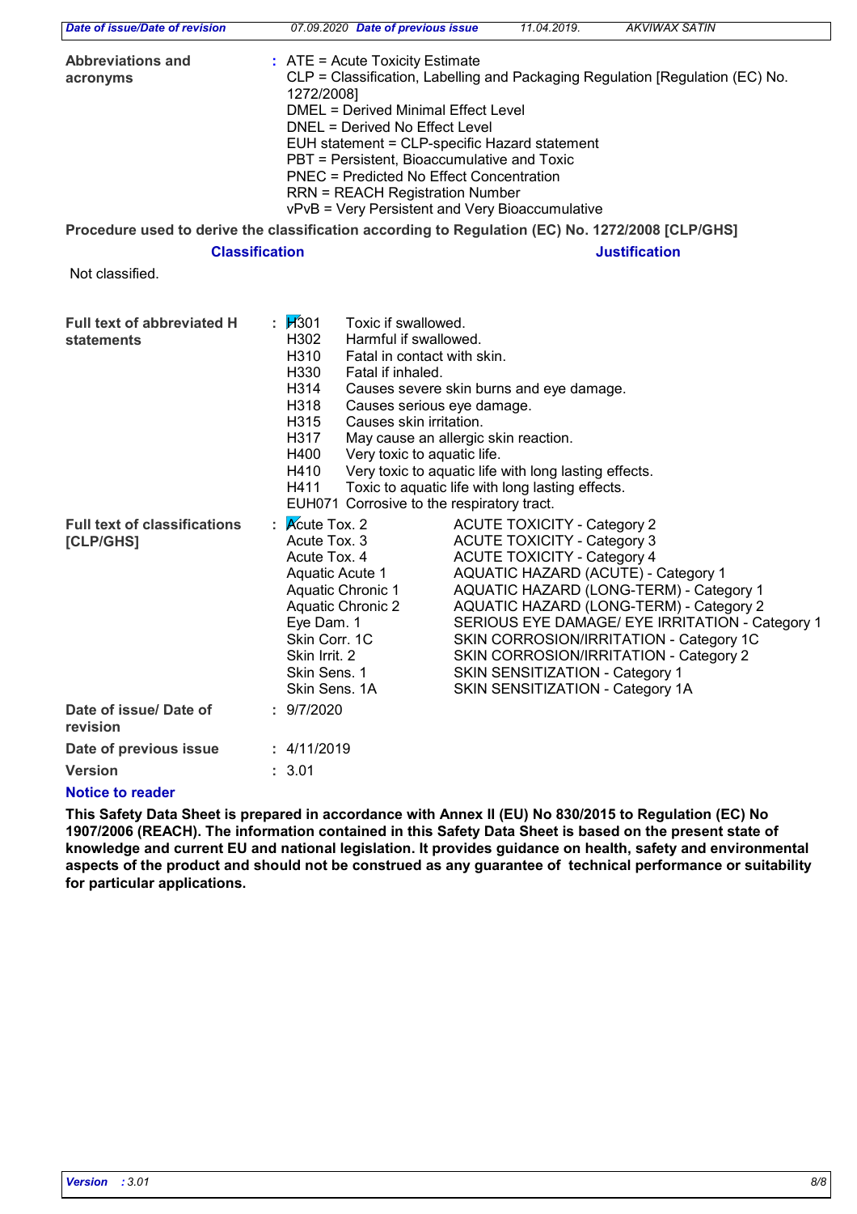**Abbreviations and acronyms** : ATE = Acute Toxicity Estimate
CLP = Classification, Labelling and Packaging Regulation [Regulation (EC) No. 1272/2008]
DMEL = Derived Minimal Effect Level
DNEL = Derived No Effect Level
EUH statement = CLP-specific Hazard statement
PBT = Persistent, Bioaccumulative and Toxic
PNEC = Predicted No Effect Concentration
RRN = REACH Registration Number
vPvB = Very Persistent and Very Bioaccumulative

**Procedure used to derive the classification according to Regulation (EC) No. 1272/2008 [CLP/GHS]**

| Classification | Justification |
|---|---|
| Not classified. | |

**Full text of abbreviated H statements** :

| | |
|---|---|
| H301 | Toxic if swallowed. |
| H302 | Harmful if swallowed. |
| H310 | Fatal in contact with skin. |
| H330 | Fatal if inhaled. |
| H314 | Causes severe skin burns and eye damage. |
| H318 | Causes serious eye damage. |
| H315 | Causes skin irritation. |
| H317 | May cause an allergic skin reaction. |
| H400 | Very toxic to aquatic life. |
| H410 | Very toxic to aquatic life with long lasting effects. |
| H411 | Toxic to aquatic life with long lasting effects. |
| EUH071 | Corrosive to the respiratory tract. |

**Full text of classifications [CLP/GHS]** :

| | |
|---|---|
| Acute Tox. 2 | ACUTE TOXICITY - Category 2 |
| Acute Tox. 3 | ACUTE TOXICITY - Category 3 |
| Acute Tox. 4 | ACUTE TOXICITY - Category 4 |
| Aquatic Acute 1 | AQUATIC HAZARD (ACUTE) - Category 1 |
| Aquatic Chronic 1 | AQUATIC HAZARD (LONG-TERM) - Category 1 |
| Aquatic Chronic 2 | AQUATIC HAZARD (LONG-TERM) - Category 2 |
| Eye Dam. 1 | SERIOUS EYE DAMAGE/ EYE IRRITATION - Category 1 |
| Skin Corr. 1C | SKIN CORROSION/IRRITATION - Category 1C |
| Skin Irrit. 2 | SKIN CORROSION/IRRITATION - Category 2 |
| Skin Sens. 1 | SKIN SENSITIZATION - Category 1 |
| Skin Sens. 1A | SKIN SENSITIZATION - Category 1A |

**Date of issue/ Date of revision** : 9/7/2020

**Date of previous issue** : 4/11/2019

**Version** : 3.01

## Notice to reader

**This Safety Data Sheet is prepared in accordance with Annex II (EU) No 830/2015 to Regulation (EC) No 1907/2006 (REACH). The information contained in this Safety Data Sheet is based on the present state of knowledge and current EU and national legislation. It provides guidance on health, safety and environmental aspects of the product and should not be construed as any guarantee of technical performance or suitability for particular applications.**